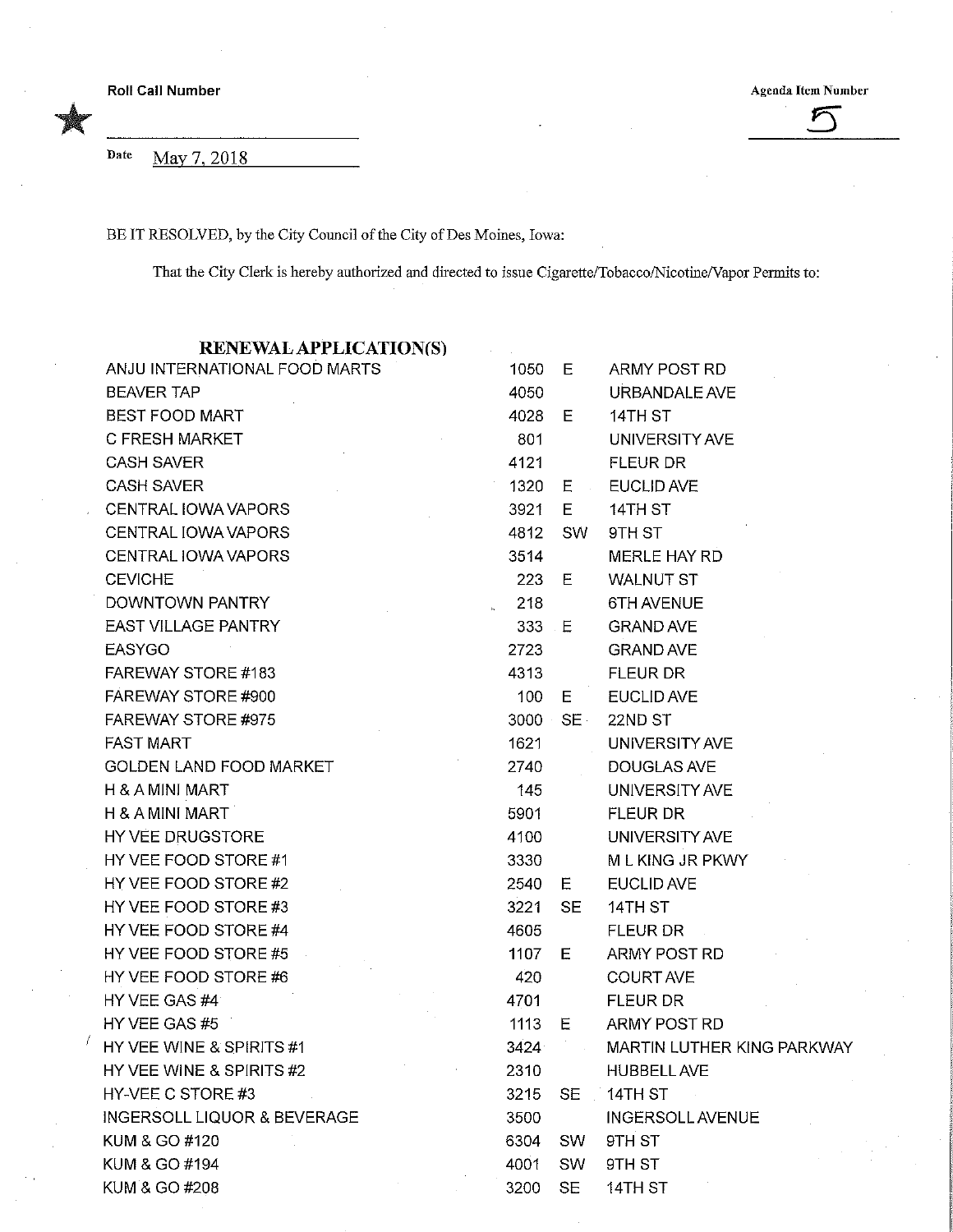Roll Call Number

Agenda Item Number

5

Date May 7, 2018

BE IT RESOLVED, by the City Council of the City of Des Moines, Iowa:

That the City Clerk is hereby authorized and directed to issue Cigarette/Tobacco/Nicotine/Vapor Permits to:

**RENEWAL APPLICATION(S)**

| | | | |
|---|---|---|---|
| ANJU INTERNATIONAL FOOD MARTS | 1050 | E | ARMY POST RD |
| BEAVER TAP | 4050 | | URBANDALE AVE |
| BEST FOOD MART | 4028 | E | 14TH ST |
| C FRESH MARKET | 801 | | UNIVERSITY AVE |
| CASH SAVER | 4121 | | FLEUR DR |
| CASH SAVER | 1320 | E | EUCLID AVE |
| CENTRAL IOWA VAPORS | 3921 | E | 14TH ST |
| CENTRAL IOWA VAPORS | 4812 | SW | 9TH ST |
| CENTRAL IOWA VAPORS | 3514 | | MERLE HAY RD |
| CEVICHE | 223 | E | WALNUT ST |
| DOWNTOWN PANTRY | 218 | | 6TH AVENUE |
| EAST VILLAGE PANTRY | 333 | E | GRAND AVE |
| EASYGO | 2723 | | GRAND AVE |
| FAREWAY STORE #183 | 4313 | | FLEUR DR |
| FAREWAY STORE #900 | 100 | E | EUCLID AVE |
| FAREWAY STORE #975 | 3000 | SE | 22ND ST |
| FAST MART | 1621 | | UNIVERSITY AVE |
| GOLDEN LAND FOOD MARKET | 2740 | | DOUGLAS AVE |
| H & A MINI MART | 145 | | UNIVERSITY AVE |
| H & A MINI MART | 5901 | | FLEUR DR |
| HY VEE DRUGSTORE | 4100 | | UNIVERSITY AVE |
| HY VEE FOOD STORE #1 | 3330 | | M L KING JR PKWY |
| HY VEE FOOD STORE #2 | 2540 | E | EUCLID AVE |
| HY VEE FOOD STORE #3 | 3221 | SE | 14TH ST |
| HY VEE FOOD STORE #4 | 4605 | | FLEUR DR |
| HY VEE FOOD STORE #5 | 1107 | E | ARMY POST RD |
| HY VEE FOOD STORE #6 | 420 | | COURT AVE |
| HY VEE GAS #4 | 4701 | | FLEUR DR |
| HY VEE GAS #5 | 1113 | E | ARMY POST RD |
| HY VEE WINE & SPIRITS #1 | 3424 | | MARTIN LUTHER KING PARKWAY |
| HY VEE WINE & SPIRITS #2 | 2310 | | HUBBELL AVE |
| HY-VEE C STORE #3 | 3215 | SE | 14TH ST |
| INGERSOLL LIQUOR & BEVERAGE | 3500 | | INGERSOLL AVENUE |
| KUM & GO #120 | 6304 | SW | 9TH ST |
| KUM & GO #194 | 4001 | SW | 9TH ST |
| KUM & GO #208 | 3200 | SE | 14TH ST |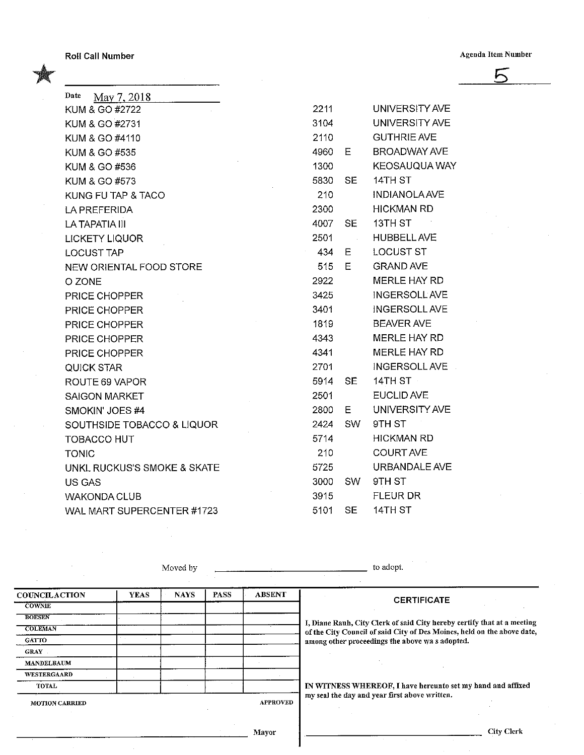Roll Call Number

Agenda Item Number

5

Date May 7, 2018

| | | | |
|---|---|---|---|
| KUM & GO #2722 | 2211 | | UNIVERSITY AVE |
| KUM & GO #2731 | 3104 | | UNIVERSITY AVE |
| KUM & GO #4110 | 2110 | | GUTHRIE AVE |
| KUM & GO #535 | 4960 | E | BROADWAY AVE |
| KUM & GO #536 | 1300 | | KEOSAUQUA WAY |
| KUM & GO #573 | 5830 | SE | 14TH ST |
| KUNG FU TAP & TACO | 210 | | INDIANOLA AVE |
| LA PREFERIDA | 2300 | | HICKMAN RD |
| LA TAPATIA III | 4007 | SE | 13TH ST |
| LICKETY LIQUOR | 2501 | | HUBBELL AVE |
| LOCUST TAP | 434 | E | LOCUST ST |
| NEW ORIENTAL FOOD STORE | 515 | E | GRAND AVE |
| O ZONE | 2922 | | MERLE HAY RD |
| PRICE CHOPPER | 3425 | | INGERSOLL AVE |
| PRICE CHOPPER | 3401 | | INGERSOLL AVE |
| PRICE CHOPPER | 1819 | | BEAVER AVE |
| PRICE CHOPPER | 4343 | | MERLE HAY RD |
| PRICE CHOPPER | 4341 | | MERLE HAY RD |
| QUICK STAR | 2701 | | INGERSOLL AVE |
| ROUTE 69 VAPOR | 5914 | SE | 14TH ST |
| SAIGON MARKET | 2501 | | EUCLID AVE |
| SMOKIN' JOES #4 | 2800 | E | UNIVERSITY AVE |
| SOUTHSIDE TOBACCO & LIQUOR | 2424 | SW | 9TH ST |
| TOBACCO HUT | 5714 | | HICKMAN RD |
| TONIC | 210 | | COURT AVE |
| UNKL RUCKUS'S SMOKE & SKATE | 5725 | | URBANDALE AVE |
| US GAS | 3000 | SW | 9TH ST |
| WAKONDA CLUB | 3915 | | FLEUR DR |
| WAL MART SUPERCENTER #1723 | 5101 | SE | 14TH ST |

Moved by ______________________ to adopt.

| COUNCIL ACTION | YEAS | NAYS | PASS | ABSENT |
|---|---|---|---|---|
| COWNIE | | | | |
| BOESEN | | | | |
| COLEMAN | | | | |
| GATTO | | | | |
| GRAY | | | | |
| MANDELBAUM | | | | |
| WESTERGAARD | | | | |
| TOTAL | | | | |

MOTION CARRIED APPROVED

______________________ Mayor

**CERTIFICATE**

I, Diane Rauh, City Clerk of said City hereby certify that at a meeting of the City Council of said City of Des Moines, held on the above date, among other proceedings the above wa s adopted.

IN WITNESS WHEREOF, I have hereunto set my hand and affixed my seal the day and year first above written.

______________________ City Clerk